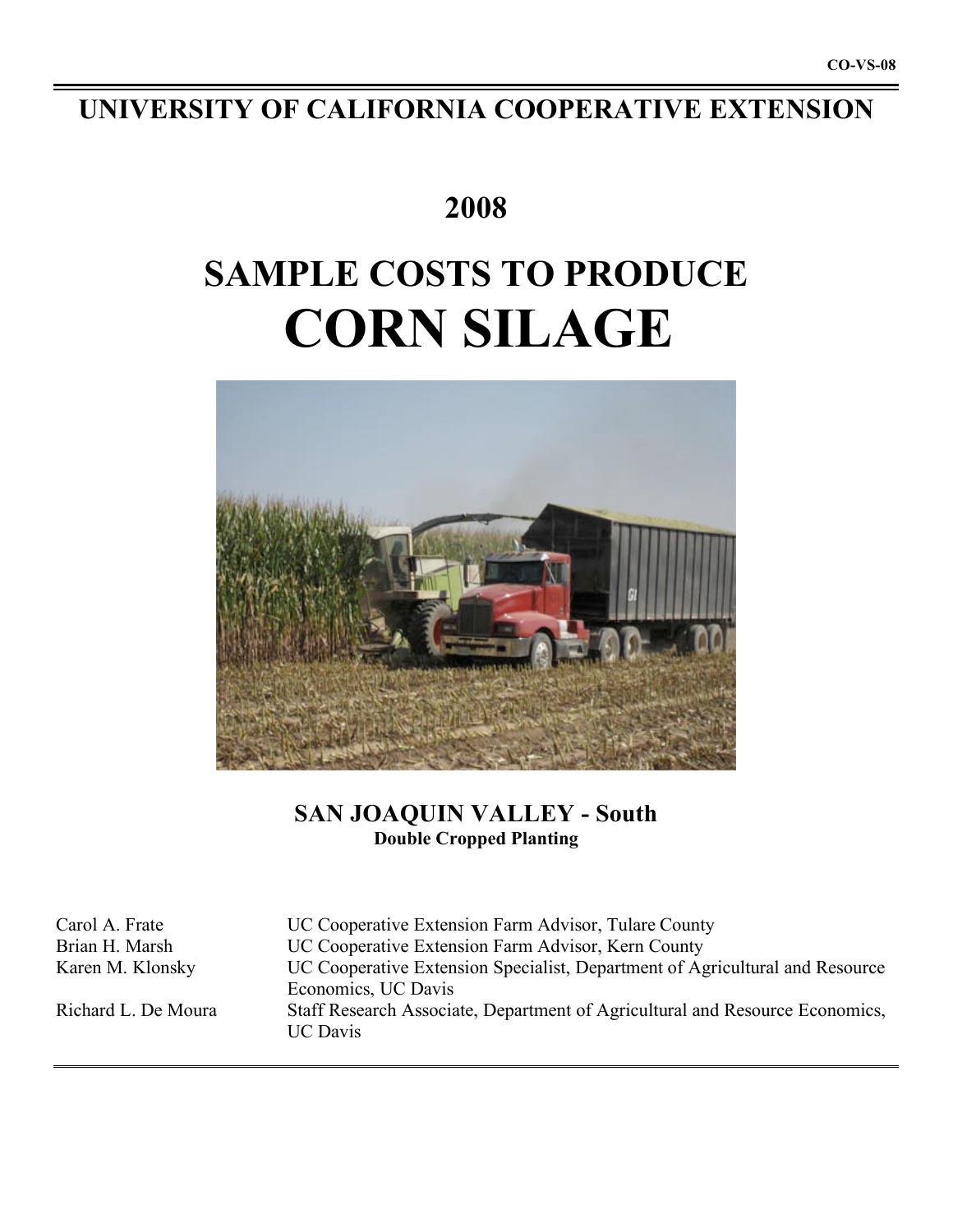CO-VS-08

# UNIVERSITY OF CALIFORNIA COOPERATIVE EXTENSION

## 2008

# SAMPLE COSTS TO PRODUCE
# CORN SILAGE

**SAN JOAQUIN VALLEY - South**
**Double Cropped Planting**

| | |
|---|---|
| Carol A. Frate | UC Cooperative Extension Farm Advisor, Tulare County |
| Brian H. Marsh | UC Cooperative Extension Farm Advisor, Kern County |
| Karen M. Klonsky | UC Cooperative Extension Specialist, Department of Agricultural and Resource Economics, UC Davis |
| Richard L. De Moura | Staff Research Associate, Department of Agricultural and Resource Economics, UC Davis |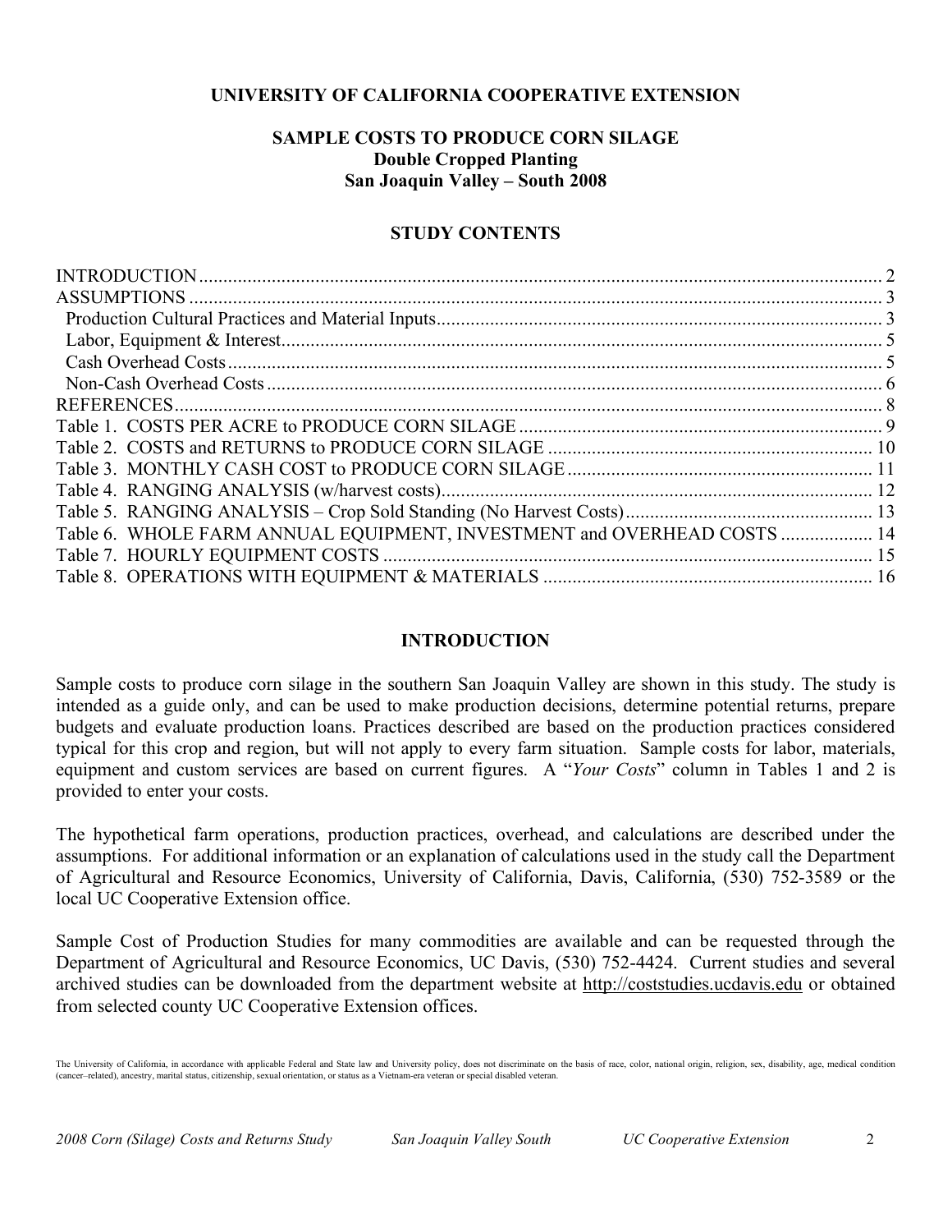**UNIVERSITY OF CALIFORNIA COOPERATIVE EXTENSION**

# SAMPLE COSTS TO PRODUCE CORN SILAGE
## Double Cropped Planting
## San Joaquin Valley – South 2008

### STUDY CONTENTS

| | |
|---|---|
| INTRODUCTION | 2 |
| ASSUMPTIONS | 3 |
| Production Cultural Practices and Material Inputs | 3 |
| Labor, Equipment & Interest | 5 |
| Cash Overhead Costs | 5 |
| Non-Cash Overhead Costs | 6 |
| REFERENCES | 8 |
| Table 1. COSTS PER ACRE to PRODUCE CORN SILAGE | 9 |
| Table 2. COSTS and RETURNS to PRODUCE CORN SILAGE | 10 |
| Table 3. MONTHLY CASH COST to PRODUCE CORN SILAGE | 11 |
| Table 4. RANGING ANALYSIS (w/harvest costs) | 12 |
| Table 5. RANGING ANALYSIS – Crop Sold Standing (No Harvest Costs) | 13 |
| Table 6. WHOLE FARM ANNUAL EQUIPMENT, INVESTMENT and OVERHEAD COSTS | 14 |
| Table 7. HOURLY EQUIPMENT COSTS | 15 |
| Table 8. OPERATIONS WITH EQUIPMENT & MATERIALS | 16 |

### INTRODUCTION

Sample costs to produce corn silage in the southern San Joaquin Valley are shown in this study. The study is intended as a guide only, and can be used to make production decisions, determine potential returns, prepare budgets and evaluate production loans. Practices described are based on the production practices considered typical for this crop and region, but will not apply to every farm situation. Sample costs for labor, materials, equipment and custom services are based on current figures. A "*Your Costs*" column in Tables 1 and 2 is provided to enter your costs.

The hypothetical farm operations, production practices, overhead, and calculations are described under the assumptions. For additional information or an explanation of calculations used in the study call the Department of Agricultural and Resource Economics, University of California, Davis, California, (530) 752-3589 or the local UC Cooperative Extension office.

Sample Cost of Production Studies for many commodities are available and can be requested through the Department of Agricultural and Resource Economics, UC Davis, (530) 752-4424. Current studies and several archived studies can be downloaded from the department website at http://coststudies.ucdavis.edu or obtained from selected county UC Cooperative Extension offices.

The University of California, in accordance with applicable Federal and State law and University policy, does not discriminate on the basis of race, color, national origin, religion, sex, disability, age, medical condition (cancer–related), ancestry, marital status, citizenship, sexual orientation, or status as a Vietnam-era veteran or special disabled veteran.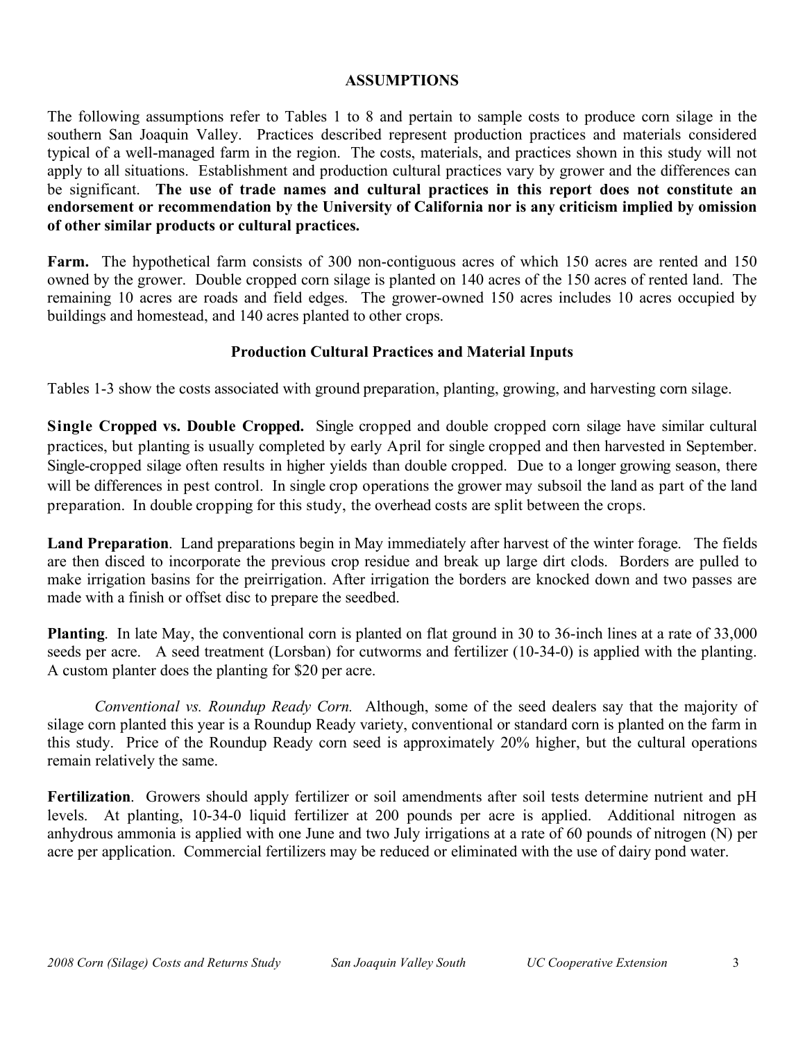## ASSUMPTIONS

The following assumptions refer to Tables 1 to 8 and pertain to sample costs to produce corn silage in the southern San Joaquin Valley. Practices described represent production practices and materials considered typical of a well-managed farm in the region. The costs, materials, and practices shown in this study will not apply to all situations. Establishment and production cultural practices vary by grower and the differences can be significant. **The use of trade names and cultural practices in this report does not constitute an endorsement or recommendation by the University of California nor is any criticism implied by omission of other similar products or cultural practices.**

**Farm.** The hypothetical farm consists of 300 non-contiguous acres of which 150 acres are rented and 150 owned by the grower. Double cropped corn silage is planted on 140 acres of the 150 acres of rented land. The remaining 10 acres are roads and field edges. The grower-owned 150 acres includes 10 acres occupied by buildings and homestead, and 140 acres planted to other crops.

### Production Cultural Practices and Material Inputs

Tables 1-3 show the costs associated with ground preparation, planting, growing, and harvesting corn silage.

**Single Cropped vs. Double Cropped.** Single cropped and double cropped corn silage have similar cultural practices, but planting is usually completed by early April for single cropped and then harvested in September. Single-cropped silage often results in higher yields than double cropped. Due to a longer growing season, there will be differences in pest control. In single crop operations the grower may subsoil the land as part of the land preparation. In double cropping for this study, the overhead costs are split between the crops.

**Land Preparation**. Land preparations begin in May immediately after harvest of the winter forage. The fields are then disced to incorporate the previous crop residue and break up large dirt clods. Borders are pulled to make irrigation basins for the preirrigation. After irrigation the borders are knocked down and two passes are made with a finish or offset disc to prepare the seedbed.

**Planting**. In late May, the conventional corn is planted on flat ground in 30 to 36-inch lines at a rate of 33,000 seeds per acre. A seed treatment (Lorsban) for cutworms and fertilizer (10-34-0) is applied with the planting. A custom planter does the planting for $20 per acre.

*Conventional vs. Roundup Ready Corn.* Although, some of the seed dealers say that the majority of silage corn planted this year is a Roundup Ready variety, conventional or standard corn is planted on the farm in this study. Price of the Roundup Ready corn seed is approximately 20% higher, but the cultural operations remain relatively the same.

**Fertilization**. Growers should apply fertilizer or soil amendments after soil tests determine nutrient and pH levels. At planting, 10-34-0 liquid fertilizer at 200 pounds per acre is applied. Additional nitrogen as anhydrous ammonia is applied with one June and two July irrigations at a rate of 60 pounds of nitrogen (N) per acre per application. Commercial fertilizers may be reduced or eliminated with the use of dairy pond water.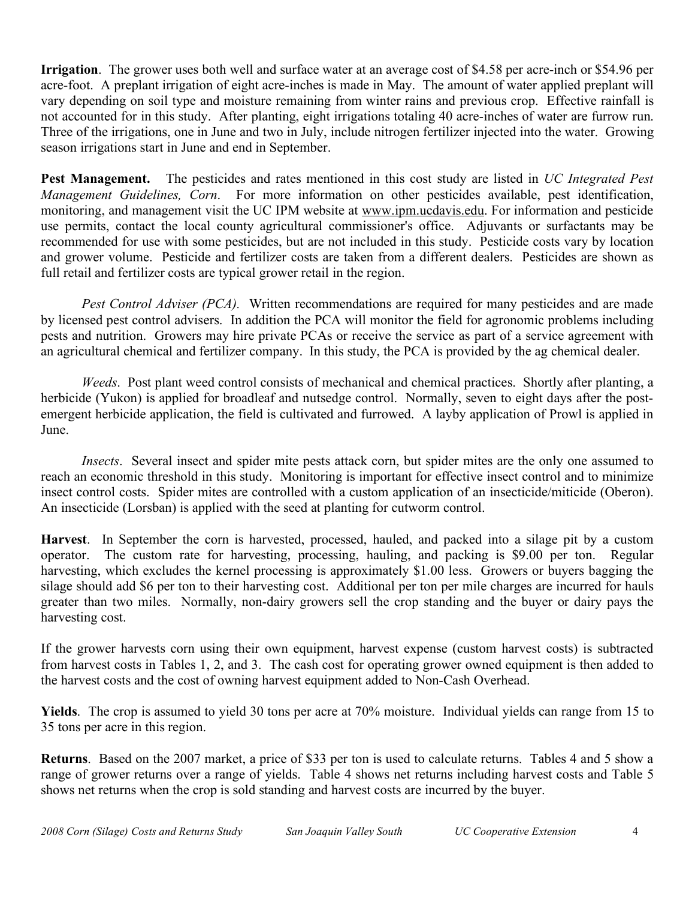**Irrigation**. The grower uses both well and surface water at an average cost of $4.58 per acre-inch or $54.96 per acre-foot. A preplant irrigation of eight acre-inches is made in May. The amount of water applied preplant will vary depending on soil type and moisture remaining from winter rains and previous crop. Effective rainfall is not accounted for in this study. After planting, eight irrigations totaling 40 acre-inches of water are furrow run. Three of the irrigations, one in June and two in July, include nitrogen fertilizer injected into the water. Growing season irrigations start in June and end in September.

**Pest Management.** The pesticides and rates mentioned in this cost study are listed in *UC Integrated Pest Management Guidelines, Corn*. For more information on other pesticides available, pest identification, monitoring, and management visit the UC IPM website at www.ipm.ucdavis.edu. For information and pesticide use permits, contact the local county agricultural commissioner's office. Adjuvants or surfactants may be recommended for use with some pesticides, but are not included in this study. Pesticide costs vary by location and grower volume. Pesticide and fertilizer costs are taken from a different dealers. Pesticides are shown as full retail and fertilizer costs are typical grower retail in the region.

*Pest Control Adviser (PCA).* Written recommendations are required for many pesticides and are made by licensed pest control advisers. In addition the PCA will monitor the field for agronomic problems including pests and nutrition. Growers may hire private PCAs or receive the service as part of a service agreement with an agricultural chemical and fertilizer company. In this study, the PCA is provided by the ag chemical dealer.

*Weeds*. Post plant weed control consists of mechanical and chemical practices. Shortly after planting, a herbicide (Yukon) is applied for broadleaf and nutsedge control. Normally, seven to eight days after the post-emergent herbicide application, the field is cultivated and furrowed. A layby application of Prowl is applied in June.

*Insects*. Several insect and spider mite pests attack corn, but spider mites are the only one assumed to reach an economic threshold in this study. Monitoring is important for effective insect control and to minimize insect control costs. Spider mites are controlled with a custom application of an insecticide/miticide (Oberon). An insecticide (Lorsban) is applied with the seed at planting for cutworm control.

**Harvest**. In September the corn is harvested, processed, hauled, and packed into a silage pit by a custom operator. The custom rate for harvesting, processing, hauling, and packing is $9.00 per ton. Regular harvesting, which excludes the kernel processing is approximately $1.00 less. Growers or buyers bagging the silage should add $6 per ton to their harvesting cost. Additional per ton per mile charges are incurred for hauls greater than two miles. Normally, non-dairy growers sell the crop standing and the buyer or dairy pays the harvesting cost.

If the grower harvests corn using their own equipment, harvest expense (custom harvest costs) is subtracted from harvest costs in Tables 1, 2, and 3. The cash cost for operating grower owned equipment is then added to the harvest costs and the cost of owning harvest equipment added to Non-Cash Overhead.

**Yields**. The crop is assumed to yield 30 tons per acre at 70% moisture. Individual yields can range from 15 to 35 tons per acre in this region.

**Returns**. Based on the 2007 market, a price of $33 per ton is used to calculate returns. Tables 4 and 5 show a range of grower returns over a range of yields. Table 4 shows net returns including harvest costs and Table 5 shows net returns when the crop is sold standing and harvest costs are incurred by the buyer.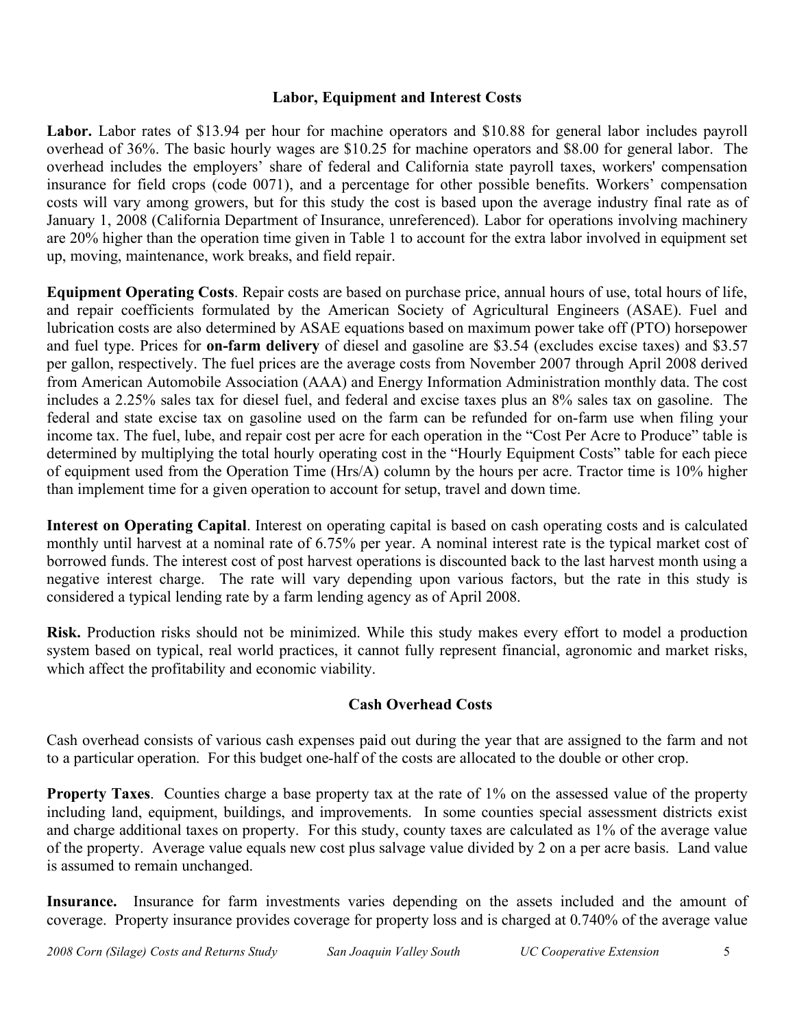## Labor, Equipment and Interest Costs

**Labor.** Labor rates of $13.94 per hour for machine operators and $10.88 for general labor includes payroll overhead of 36%. The basic hourly wages are $10.25 for machine operators and $8.00 for general labor. The overhead includes the employers' share of federal and California state payroll taxes, workers' compensation insurance for field crops (code 0071), and a percentage for other possible benefits. Workers' compensation costs will vary among growers, but for this study the cost is based upon the average industry final rate as of January 1, 2008 (California Department of Insurance, unreferenced). Labor for operations involving machinery are 20% higher than the operation time given in Table 1 to account for the extra labor involved in equipment set up, moving, maintenance, work breaks, and field repair.

**Equipment Operating Costs**. Repair costs are based on purchase price, annual hours of use, total hours of life, and repair coefficients formulated by the American Society of Agricultural Engineers (ASAE). Fuel and lubrication costs are also determined by ASAE equations based on maximum power take off (PTO) horsepower and fuel type. Prices for **on-farm delivery** of diesel and gasoline are $3.54 (excludes excise taxes) and $3.57 per gallon, respectively. The fuel prices are the average costs from November 2007 through April 2008 derived from American Automobile Association (AAA) and Energy Information Administration monthly data. The cost includes a 2.25% sales tax for diesel fuel, and federal and excise taxes plus an 8% sales tax on gasoline. The federal and state excise tax on gasoline used on the farm can be refunded for on-farm use when filing your income tax. The fuel, lube, and repair cost per acre for each operation in the "Cost Per Acre to Produce" table is determined by multiplying the total hourly operating cost in the "Hourly Equipment Costs" table for each piece of equipment used from the Operation Time (Hrs/A) column by the hours per acre. Tractor time is 10% higher than implement time for a given operation to account for setup, travel and down time.

**Interest on Operating Capital**. Interest on operating capital is based on cash operating costs and is calculated monthly until harvest at a nominal rate of 6.75% per year. A nominal interest rate is the typical market cost of borrowed funds. The interest cost of post harvest operations is discounted back to the last harvest month using a negative interest charge. The rate will vary depending upon various factors, but the rate in this study is considered a typical lending rate by a farm lending agency as of April 2008.

**Risk.** Production risks should not be minimized. While this study makes every effort to model a production system based on typical, real world practices, it cannot fully represent financial, agronomic and market risks, which affect the profitability and economic viability.

## Cash Overhead Costs

Cash overhead consists of various cash expenses paid out during the year that are assigned to the farm and not to a particular operation. For this budget one-half of the costs are allocated to the double or other crop.

**Property Taxes**. Counties charge a base property tax at the rate of 1% on the assessed value of the property including land, equipment, buildings, and improvements. In some counties special assessment districts exist and charge additional taxes on property. For this study, county taxes are calculated as 1% of the average value of the property. Average value equals new cost plus salvage value divided by 2 on a per acre basis. Land value is assumed to remain unchanged.

**Insurance.** Insurance for farm investments varies depending on the assets included and the amount of coverage. Property insurance provides coverage for property loss and is charged at 0.740% of the average value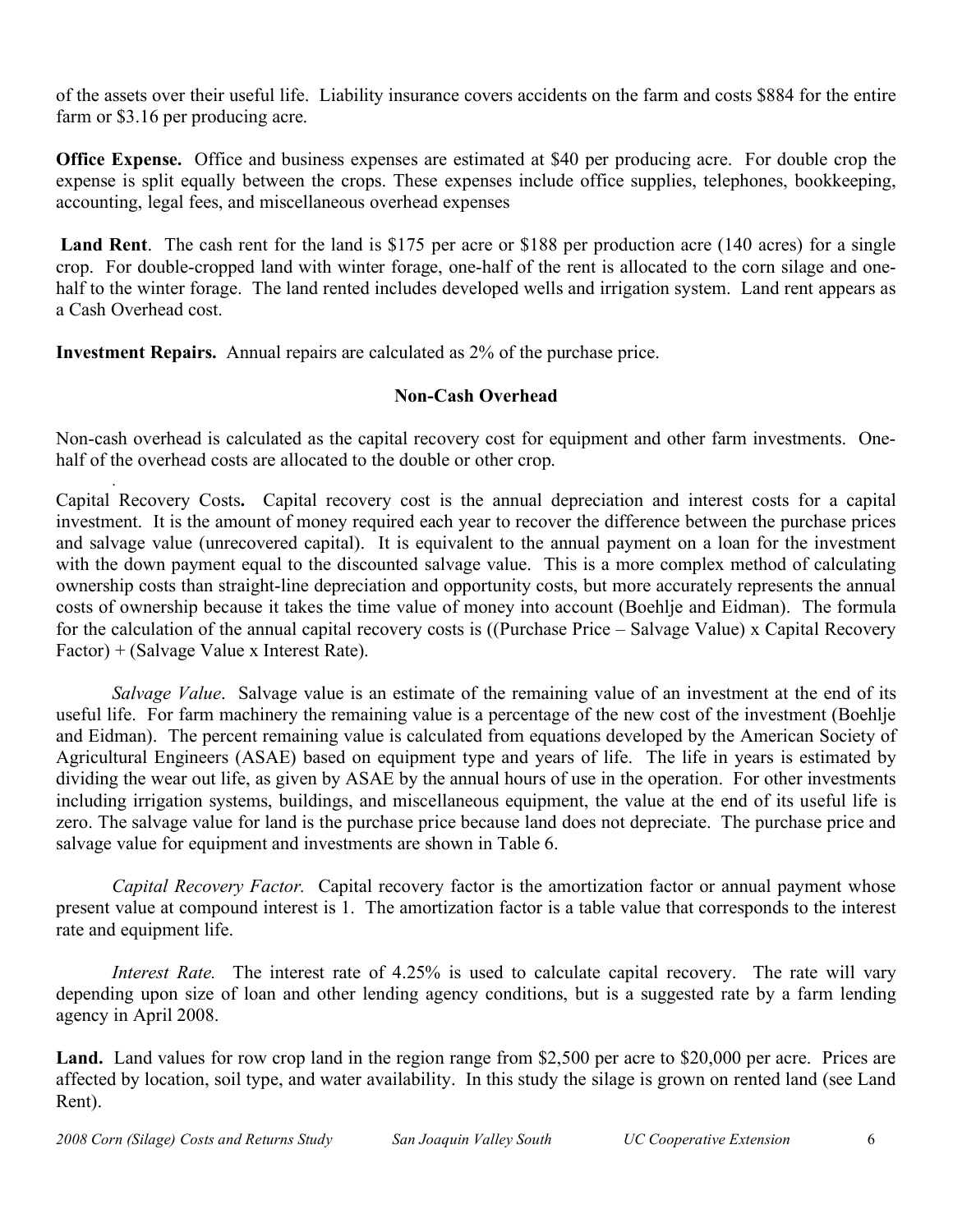of the assets over their useful life. Liability insurance covers accidents on the farm and costs $884 for the entire farm or $3.16 per producing acre.

**Office Expense.** Office and business expenses are estimated at $40 per producing acre. For double crop the expense is split equally between the crops. These expenses include office supplies, telephones, bookkeeping, accounting, legal fees, and miscellaneous overhead expenses

**Land Rent**. The cash rent for the land is $175 per acre or $188 per production acre (140 acres) for a single crop. For double-cropped land with winter forage, one-half of the rent is allocated to the corn silage and one-half to the winter forage. The land rented includes developed wells and irrigation system. Land rent appears as a Cash Overhead cost.

**Investment Repairs.** Annual repairs are calculated as 2% of the purchase price.

### Non-Cash Overhead

Non-cash overhead is calculated as the capital recovery cost for equipment and other farm investments. One-half of the overhead costs are allocated to the double or other crop.

Capital Recovery Costs**.** Capital recovery cost is the annual depreciation and interest costs for a capital investment. It is the amount of money required each year to recover the difference between the purchase prices and salvage value (unrecovered capital). It is equivalent to the annual payment on a loan for the investment with the down payment equal to the discounted salvage value. This is a more complex method of calculating ownership costs than straight-line depreciation and opportunity costs, but more accurately represents the annual costs of ownership because it takes the time value of money into account (Boehlje and Eidman). The formula for the calculation of the annual capital recovery costs is ((Purchase Price – Salvage Value) x Capital Recovery Factor) + (Salvage Value x Interest Rate).

*Salvage Value*. Salvage value is an estimate of the remaining value of an investment at the end of its useful life. For farm machinery the remaining value is a percentage of the new cost of the investment (Boehlje and Eidman). The percent remaining value is calculated from equations developed by the American Society of Agricultural Engineers (ASAE) based on equipment type and years of life. The life in years is estimated by dividing the wear out life, as given by ASAE by the annual hours of use in the operation. For other investments including irrigation systems, buildings, and miscellaneous equipment, the value at the end of its useful life is zero. The salvage value for land is the purchase price because land does not depreciate. The purchase price and salvage value for equipment and investments are shown in Table 6.

*Capital Recovery Factor.* Capital recovery factor is the amortization factor or annual payment whose present value at compound interest is 1. The amortization factor is a table value that corresponds to the interest rate and equipment life.

*Interest Rate.* The interest rate of 4.25% is used to calculate capital recovery. The rate will vary depending upon size of loan and other lending agency conditions, but is a suggested rate by a farm lending agency in April 2008.

**Land.** Land values for row crop land in the region range from $2,500 per acre to $20,000 per acre. Prices are affected by location, soil type, and water availability. In this study the silage is grown on rented land (see Land Rent).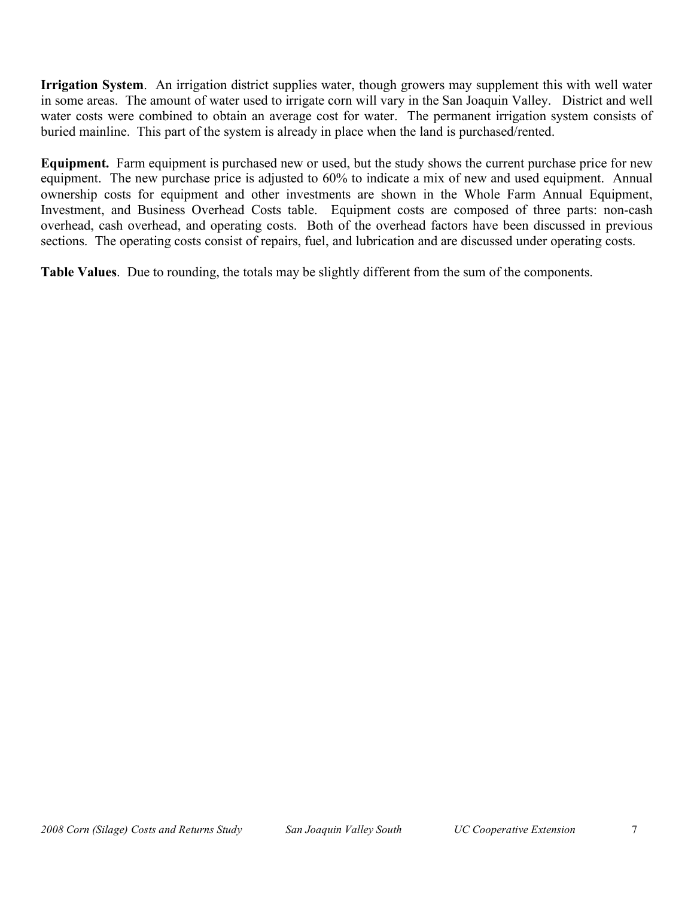**Irrigation System**. An irrigation district supplies water, though growers may supplement this with well water in some areas. The amount of water used to irrigate corn will vary in the San Joaquin Valley. District and well water costs were combined to obtain an average cost for water. The permanent irrigation system consists of buried mainline. This part of the system is already in place when the land is purchased/rented.

**Equipment.** Farm equipment is purchased new or used, but the study shows the current purchase price for new equipment. The new purchase price is adjusted to 60% to indicate a mix of new and used equipment. Annual ownership costs for equipment and other investments are shown in the Whole Farm Annual Equipment, Investment, and Business Overhead Costs table. Equipment costs are composed of three parts: non-cash overhead, cash overhead, and operating costs. Both of the overhead factors have been discussed in previous sections. The operating costs consist of repairs, fuel, and lubrication and are discussed under operating costs.

**Table Values**. Due to rounding, the totals may be slightly different from the sum of the components.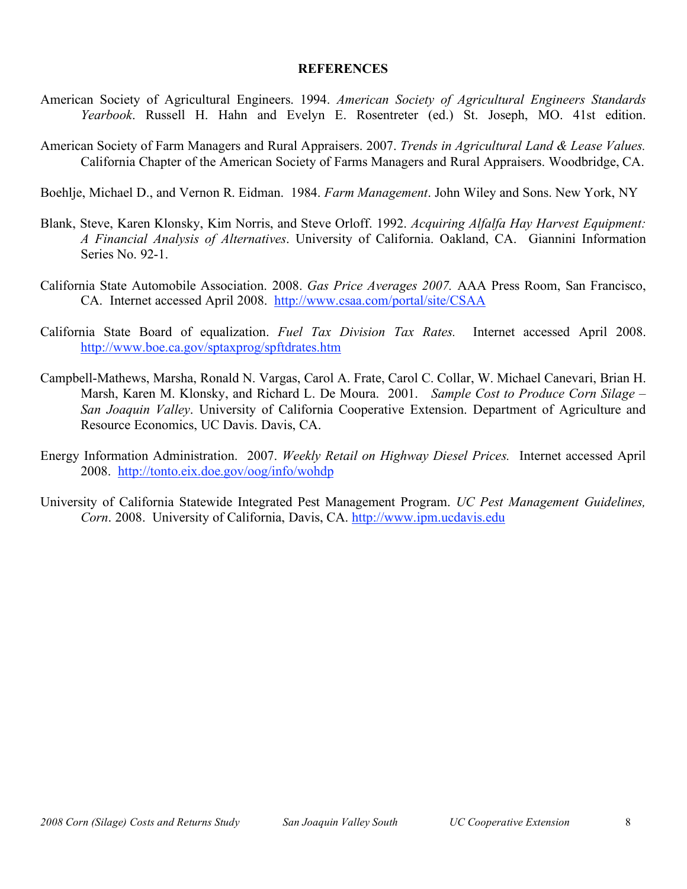## REFERENCES

American Society of Agricultural Engineers. 1994. *American Society of Agricultural Engineers Standards Yearbook*. Russell H. Hahn and Evelyn E. Rosentreter (ed.) St. Joseph, MO. 41st edition.

American Society of Farm Managers and Rural Appraisers. 2007. *Trends in Agricultural Land & Lease Values.* California Chapter of the American Society of Farms Managers and Rural Appraisers. Woodbridge, CA.

Boehlje, Michael D., and Vernon R. Eidman. 1984. *Farm Management*. John Wiley and Sons. New York, NY

Blank, Steve, Karen Klonsky, Kim Norris, and Steve Orloff. 1992. *Acquiring Alfalfa Hay Harvest Equipment: A Financial Analysis of Alternatives*. University of California. Oakland, CA. Giannini Information Series No. 92-1.

California State Automobile Association. 2008. *Gas Price Averages 2007.* AAA Press Room, San Francisco, CA. Internet accessed April 2008. http://www.csaa.com/portal/site/CSAA

California State Board of equalization. *Fuel Tax Division Tax Rates.* Internet accessed April 2008. http://www.boe.ca.gov/sptaxprog/spftdrates.htm

Campbell-Mathews, Marsha, Ronald N. Vargas, Carol A. Frate, Carol C. Collar, W. Michael Canevari, Brian H. Marsh, Karen M. Klonsky, and Richard L. De Moura. 2001. *Sample Cost to Produce Corn Silage – San Joaquin Valley*. University of California Cooperative Extension. Department of Agriculture and Resource Economics, UC Davis. Davis, CA.

Energy Information Administration. 2007. *Weekly Retail on Highway Diesel Prices.* Internet accessed April 2008. http://tonto.eix.doe.gov/oog/info/wohdp

University of California Statewide Integrated Pest Management Program. *UC Pest Management Guidelines, Corn*. 2008. University of California, Davis, CA. http://www.ipm.ucdavis.edu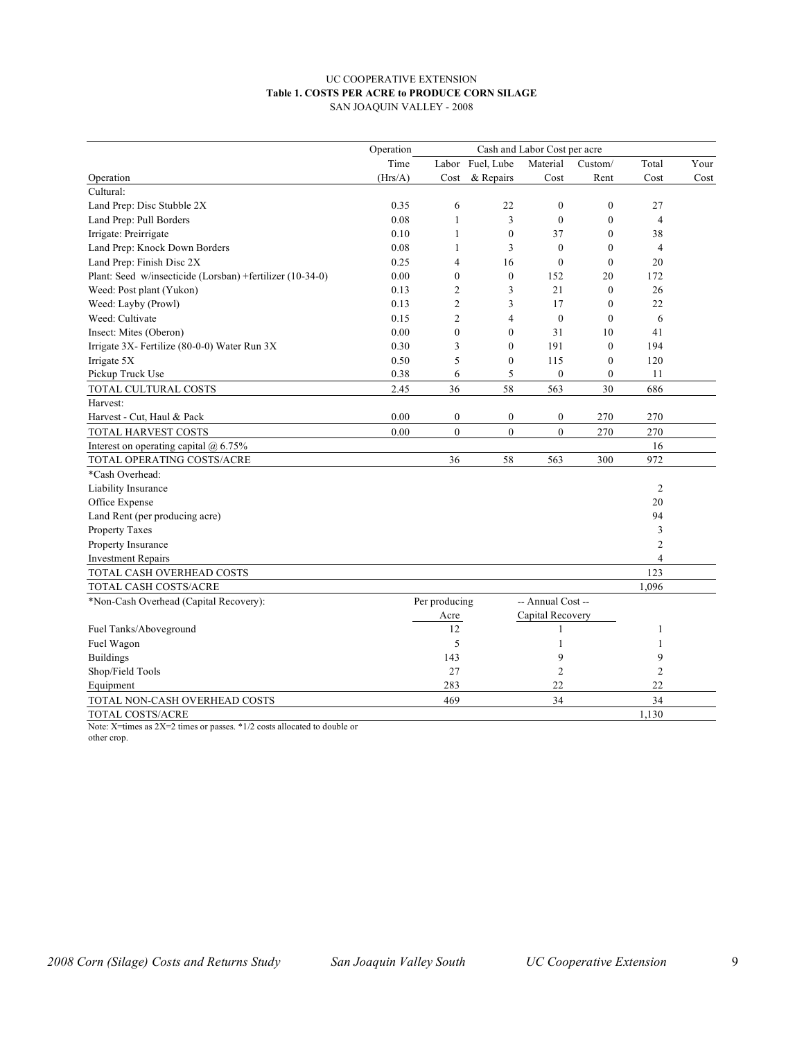UC COOPERATIVE EXTENSION

**Table 1. COSTS PER ACRE to PRODUCE CORN SILAGE**

SAN JOAQUIN VALLEY - 2008

| Operation | Operation Time (Hrs/A) | Labor Cost | Fuel, Lube & Repairs | Material Cost | Custom/ Rent | Total Cost | Your Cost |
|---|---|---|---|---|---|---|---|
| Cultural: | | | | | | | |
| Land Prep: Disc Stubble 2X | 0.35 | 6 | 22 | 0 | 0 | 27 | |
| Land Prep: Pull Borders | 0.08 | 1 | 3 | 0 | 0 | 4 | |
| Irrigate: Preirrigate | 0.10 | 1 | 0 | 37 | 0 | 38 | |
| Land Prep: Knock Down Borders | 0.08 | 1 | 3 | 0 | 0 | 4 | |
| Land Prep: Finish Disc 2X | 0.25 | 4 | 16 | 0 | 0 | 20 | |
| Plant: Seed w/insecticide (Lorsban) +fertilizer (10-34-0) | 0.00 | 0 | 0 | 152 | 20 | 172 | |
| Weed: Post plant (Yukon) | 0.13 | 2 | 3 | 21 | 0 | 26 | |
| Weed: Layby (Prowl) | 0.13 | 2 | 3 | 17 | 0 | 22 | |
| Weed: Cultivate | 0.15 | 2 | 4 | 0 | 0 | 6 | |
| Insect: Mites (Oberon) | 0.00 | 0 | 0 | 31 | 10 | 41 | |
| Irrigate 3X- Fertilize (80-0-0) Water Run 3X | 0.30 | 3 | 0 | 191 | 0 | 194 | |
| Irrigate 5X | 0.50 | 5 | 0 | 115 | 0 | 120 | |
| Pickup Truck Use | 0.38 | 6 | 5 | 0 | 0 | 11 | |
| TOTAL CULTURAL COSTS | 2.45 | 36 | 58 | 563 | 30 | 686 | |
| Harvest: | | | | | | | |
| Harvest - Cut, Haul & Pack | 0.00 | 0 | 0 | 0 | 270 | 270 | |
| TOTAL HARVEST COSTS | 0.00 | 0 | 0 | 0 | 270 | 270 | |
| Interest on operating capital @ 6.75% | | | | | | 16 | |
| TOTAL OPERATING COSTS/ACRE | | 36 | 58 | 563 | 300 | 972 | |
| *Cash Overhead: | | | | | | | |
| Liability Insurance | | | | | | 2 | |
| Office Expense | | | | | | 20 | |
| Land Rent (per producing acre) | | | | | | 94 | |
| Property Taxes | | | | | | 3 | |
| Property Insurance | | | | | | 2 | |
| Investment Repairs | | | | | | 4 | |
| TOTAL CASH OVERHEAD COSTS | | | | | | 123 | |
| TOTAL CASH COSTS/ACRE | | | | | | 1,096 | |
| *Non-Cash Overhead (Capital Recovery): | | Per producing Acre | | -- Annual Cost -- Capital Recovery | | | |
| Fuel Tanks/Aboveground | | 12 | | 1 | | 1 | |
| Fuel Wagon | | 5 | | 1 | | 1 | |
| Buildings | | 143 | | 9 | | 9 | |
| Shop/Field Tools | | 27 | | 2 | | 2 | |
| Equipment | | 283 | | 22 | | 22 | |
| TOTAL NON-CASH OVERHEAD COSTS | | 469 | | 34 | | 34 | |
| TOTAL COSTS/ACRE | | | | | | 1,130 | |

Note: X=times as 2X=2 times or passes. *1/2 costs allocated to double or other crop.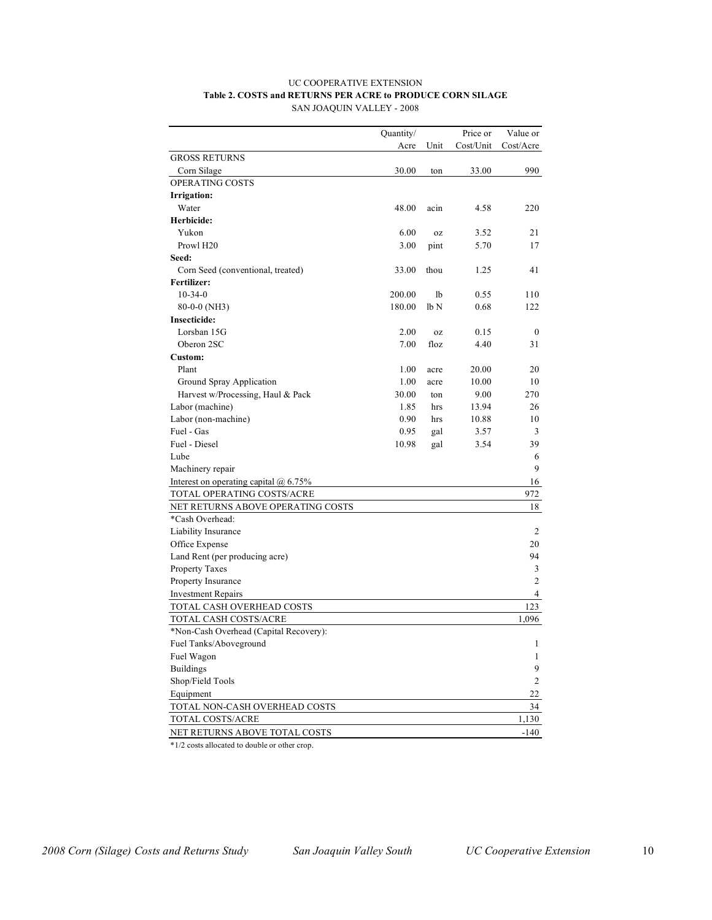UC COOPERATIVE EXTENSION

**Table 2. COSTS and RETURNS PER ACRE to PRODUCE CORN SILAGE**

SAN JOAQUIN VALLEY - 2008

| | Quantity/ Acre | Unit | Price or Cost/Unit | Value or Cost/Acre |
|---|---|---|---|---|
| GROSS RETURNS | | | | |
| Corn Silage | 30.00 | ton | 33.00 | 990 |
| OPERATING COSTS | | | | |
| **Irrigation:** | | | | |
| Water | 48.00 | acin | 4.58 | 220 |
| **Herbicide:** | | | | |
| Yukon | 6.00 | oz | 3.52 | 21 |
| Prowl H20 | 3.00 | pint | 5.70 | 17 |
| **Seed:** | | | | |
| Corn Seed (conventional, treated) | 33.00 | thou | 1.25 | 41 |
| **Fertilizer:** | | | | |
| 10-34-0 | 200.00 | lb | 0.55 | 110 |
| 80-0-0 (NH3) | 180.00 | lb N | 0.68 | 122 |
| **Insecticide:** | | | | |
| Lorsban 15G | 2.00 | oz | 0.15 | 0 |
| Oberon 2SC | 7.00 | floz | 4.40 | 31 |
| **Custom:** | | | | |
| Plant | 1.00 | acre | 20.00 | 20 |
| Ground Spray Application | 1.00 | acre | 10.00 | 10 |
| Harvest w/Processing, Haul & Pack | 30.00 | ton | 9.00 | 270 |
| Labor (machine) | 1.85 | hrs | 13.94 | 26 |
| Labor (non-machine) | 0.90 | hrs | 10.88 | 10 |
| Fuel - Gas | 0.95 | gal | 3.57 | 3 |
| Fuel - Diesel | 10.98 | gal | 3.54 | 39 |
| Lube | | | | 6 |
| Machinery repair | | | | 9 |
| Interest on operating capital @ 6.75% | | | | 16 |
| TOTAL OPERATING COSTS/ACRE | | | | 972 |
| NET RETURNS ABOVE OPERATING COSTS | | | | 18 |
| *Cash Overhead: | | | | |
| Liability Insurance | | | | 2 |
| Office Expense | | | | 20 |
| Land Rent (per producing acre) | | | | 94 |
| Property Taxes | | | | 3 |
| Property Insurance | | | | 2 |
| Investment Repairs | | | | 4 |
| TOTAL CASH OVERHEAD COSTS | | | | 123 |
| TOTAL CASH COSTS/ACRE | | | | 1,096 |
| *Non-Cash Overhead (Capital Recovery): | | | | |
| Fuel Tanks/Aboveground | | | | 1 |
| Fuel Wagon | | | | 1 |
| Buildings | | | | 9 |
| Shop/Field Tools | | | | 2 |
| Equipment | | | | 22 |
| TOTAL NON-CASH OVERHEAD COSTS | | | | 34 |
| TOTAL COSTS/ACRE | | | | 1,130 |
| NET RETURNS ABOVE TOTAL COSTS | | | | -140 |

*1/2 costs allocated to double or other crop.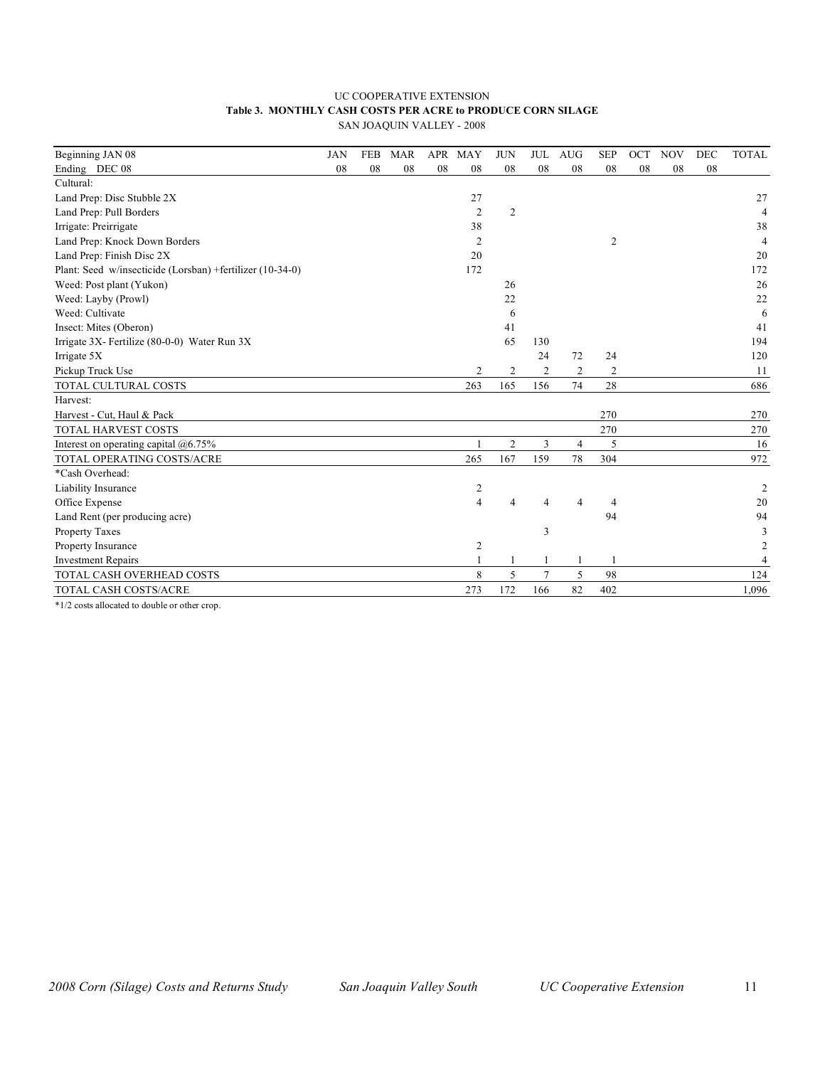UC COOPERATIVE EXTENSION

**Table 3. MONTHLY CASH COSTS PER ACRE to PRODUCE CORN SILAGE**

SAN JOAQUIN VALLEY - 2008

| Beginning JAN 08 | JAN | FEB | MAR | APR | MAY | JUN | JUL | AUG | SEP | OCT | NOV | DEC | TOTAL |
|---|---|---|---|---|---|---|---|---|---|---|---|---|---|
| Ending DEC 08 | 08 | 08 | 08 | 08 | 08 | 08 | 08 | 08 | 08 | 08 | 08 | 08 | |
| Cultural: | | | | | | | | | | | | | |
| Land Prep: Disc Stubble 2X | | | | | 27 | | | | | | | | 27 |
| Land Prep: Pull Borders | | | | | 2 | 2 | | | | | | | 4 |
| Irrigate: Preirrigate | | | | | 38 | | | | | | | | 38 |
| Land Prep: Knock Down Borders | | | | | 2 | | | | 2 | | | | 4 |
| Land Prep: Finish Disc 2X | | | | | 20 | | | | | | | | 20 |
| Plant: Seed w/insecticide (Lorsban) +fertilizer (10-34-0) | | | | | 172 | | | | | | | | 172 |
| Weed: Post plant (Yukon) | | | | | | 26 | | | | | | | 26 |
| Weed: Layby (Prowl) | | | | | | 22 | | | | | | | 22 |
| Weed: Cultivate | | | | | | 6 | | | | | | | 6 |
| Insect: Mites (Oberon) | | | | | | 41 | | | | | | | 41 |
| Irrigate 3X- Fertilize (80-0-0) Water Run 3X | | | | | | 65 | 130 | | | | | | 194 |
| Irrigate 5X | | | | | | | 24 | 72 | 24 | | | | 120 |
| Pickup Truck Use | | | | | 2 | 2 | 2 | 2 | 2 | | | | 11 |
| TOTAL CULTURAL COSTS | | | | | 263 | 165 | 156 | 74 | 28 | | | | 686 |
| Harvest: | | | | | | | | | | | | | |
| Harvest - Cut, Haul & Pack | | | | | | | | | 270 | | | | 270 |
| TOTAL HARVEST COSTS | | | | | | | | | 270 | | | | 270 |
| Interest on operating capital @6.75% | | | | | 1 | 2 | 3 | 4 | 5 | | | | 16 |
| TOTAL OPERATING COSTS/ACRE | | | | | 265 | 167 | 159 | 78 | 304 | | | | 972 |
| *Cash Overhead: | | | | | | | | | | | | | |
| Liability Insurance | | | | | 2 | | | | | | | | 2 |
| Office Expense | | | | | 4 | 4 | 4 | 4 | 4 | | | | 20 |
| Land Rent (per producing acre) | | | | | | | | | 94 | | | | 94 |
| Property Taxes | | | | | | | 3 | | | | | | 3 |
| Property Insurance | | | | | 2 | | | | | | | | 2 |
| Investment Repairs | | | | | 1 | 1 | 1 | 1 | 1 | | | | 4 |
| TOTAL CASH OVERHEAD COSTS | | | | | 8 | 5 | 7 | 5 | 98 | | | | 124 |
| TOTAL CASH COSTS/ACRE | | | | | 273 | 172 | 166 | 82 | 402 | | | | 1,096 |

*1/2 costs allocated to double or other crop.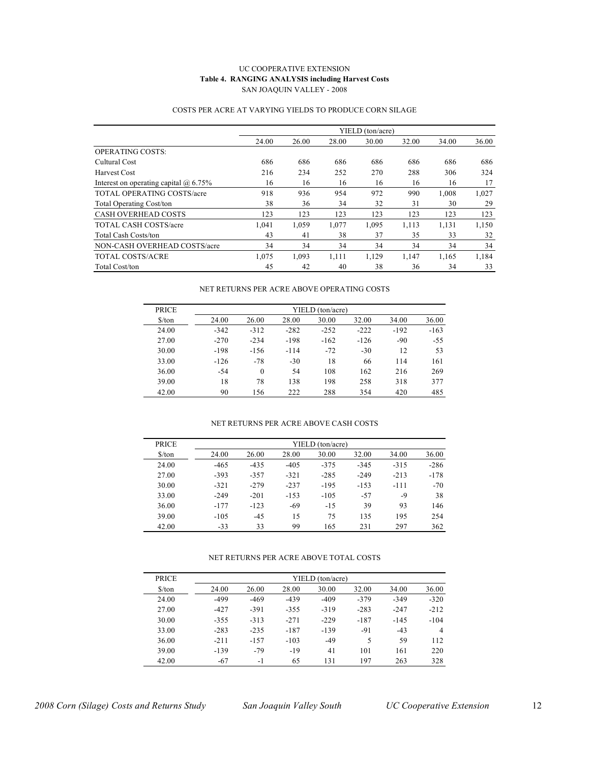UC COOPERATIVE EXTENSION

**Table 4. RANGING ANALYSIS including Harvest Costs**

SAN JOAQUIN VALLEY - 2008

COSTS PER ACRE AT VARYING YIELDS TO PRODUCE CORN SILAGE

| | YIELD (ton/acre) | | | | | | |
|---|---|---|---|---|---|---|---|
| | 24.00 | 26.00 | 28.00 | 30.00 | 32.00 | 34.00 | 36.00 |
| OPERATING COSTS: | | | | | | | |
| Cultural Cost | 686 | 686 | 686 | 686 | 686 | 686 | 686 |
| Harvest Cost | 216 | 234 | 252 | 270 | 288 | 306 | 324 |
| Interest on operating capital @ 6.75% | 16 | 16 | 16 | 16 | 16 | 16 | 17 |
| TOTAL OPERATING COSTS/acre | 918 | 936 | 954 | 972 | 990 | 1,008 | 1,027 |
| Total Operating Cost/ton | 38 | 36 | 34 | 32 | 31 | 30 | 29 |
| CASH OVERHEAD COSTS | 123 | 123 | 123 | 123 | 123 | 123 | 123 |
| TOTAL CASH COSTS/acre | 1,041 | 1,059 | 1,077 | 1,095 | 1,113 | 1,131 | 1,150 |
| Total Cash Costs/ton | 43 | 41 | 38 | 37 | 35 | 33 | 32 |
| NON-CASH OVERHEAD COSTS/acre | 34 | 34 | 34 | 34 | 34 | 34 | 34 |
| TOTAL COSTS/ACRE | 1,075 | 1,093 | 1,111 | 1,129 | 1,147 | 1,165 | 1,184 |
| Total Cost/ton | 45 | 42 | 40 | 38 | 36 | 34 | 33 |

NET RETURNS PER ACRE ABOVE OPERATING COSTS

| PRICE | YIELD (ton/acre) | | | | | | |
|---|---|---|---|---|---|---|---|
| $/ton | 24.00 | 26.00 | 28.00 | 30.00 | 32.00 | 34.00 | 36.00 |
| 24.00 | -342 | -312 | -282 | -252 | -222 | -192 | -163 |
| 27.00 | -270 | -234 | -198 | -162 | -126 | -90 | -55 |
| 30.00 | -198 | -156 | -114 | -72 | -30 | 12 | 53 |
| 33.00 | -126 | -78 | -30 | 18 | 66 | 114 | 161 |
| 36.00 | -54 | 0 | 54 | 108 | 162 | 216 | 269 |
| 39.00 | 18 | 78 | 138 | 198 | 258 | 318 | 377 |
| 42.00 | 90 | 156 | 222 | 288 | 354 | 420 | 485 |

NET RETURNS PER ACRE ABOVE CASH COSTS

| PRICE | YIELD (ton/acre) | | | | | | |
|---|---|---|---|---|---|---|---|
| $/ton | 24.00 | 26.00 | 28.00 | 30.00 | 32.00 | 34.00 | 36.00 |
| 24.00 | -465 | -435 | -405 | -375 | -345 | -315 | -286 |
| 27.00 | -393 | -357 | -321 | -285 | -249 | -213 | -178 |
| 30.00 | -321 | -279 | -237 | -195 | -153 | -111 | -70 |
| 33.00 | -249 | -201 | -153 | -105 | -57 | -9 | 38 |
| 36.00 | -177 | -123 | -69 | -15 | 39 | 93 | 146 |
| 39.00 | -105 | -45 | 15 | 75 | 135 | 195 | 254 |
| 42.00 | -33 | 33 | 99 | 165 | 231 | 297 | 362 |

NET RETURNS PER ACRE ABOVE TOTAL COSTS

| PRICE | YIELD (ton/acre) | | | | | | |
|---|---|---|---|---|---|---|---|
| $/ton | 24.00 | 26.00 | 28.00 | 30.00 | 32.00 | 34.00 | 36.00 |
| 24.00 | -499 | -469 | -439 | -409 | -379 | -349 | -320 |
| 27.00 | -427 | -391 | -355 | -319 | -283 | -247 | -212 |
| 30.00 | -355 | -313 | -271 | -229 | -187 | -145 | -104 |
| 33.00 | -283 | -235 | -187 | -139 | -91 | -43 | 4 |
| 36.00 | -211 | -157 | -103 | -49 | 5 | 59 | 112 |
| 39.00 | -139 | -79 | -19 | 41 | 101 | 161 | 220 |
| 42.00 | -67 | -1 | 65 | 131 | 197 | 263 | 328 |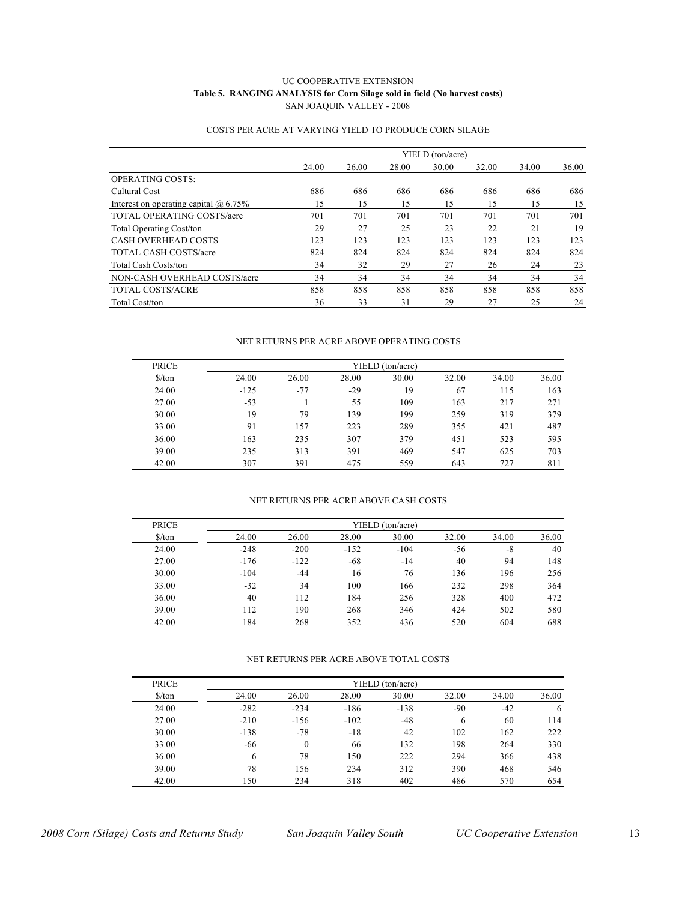UC COOPERATIVE EXTENSION

**Table 5. RANGING ANALYSIS for Corn Silage sold in field (No harvest costs)**

SAN JOAQUIN VALLEY - 2008

COSTS PER ACRE AT VARYING YIELD TO PRODUCE CORN SILAGE

| | YIELD (ton/acre) | | | | | | |
|---|---|---|---|---|---|---|---|
| | 24.00 | 26.00 | 28.00 | 30.00 | 32.00 | 34.00 | 36.00 |
| OPERATING COSTS: | | | | | | | |
| Cultural Cost | 686 | 686 | 686 | 686 | 686 | 686 | 686 |
| Interest on operating capital @ 6.75% | 15 | 15 | 15 | 15 | 15 | 15 | 15 |
| TOTAL OPERATING COSTS/acre | 701 | 701 | 701 | 701 | 701 | 701 | 701 |
| Total Operating Cost/ton | 29 | 27 | 25 | 23 | 22 | 21 | 19 |
| CASH OVERHEAD COSTS | 123 | 123 | 123 | 123 | 123 | 123 | 123 |
| TOTAL CASH COSTS/acre | 824 | 824 | 824 | 824 | 824 | 824 | 824 |
| Total Cash Costs/ton | 34 | 32 | 29 | 27 | 26 | 24 | 23 |
| NON-CASH OVERHEAD COSTS/acre | 34 | 34 | 34 | 34 | 34 | 34 | 34 |
| TOTAL COSTS/ACRE | 858 | 858 | 858 | 858 | 858 | 858 | 858 |
| Total Cost/ton | 36 | 33 | 31 | 29 | 27 | 25 | 24 |

NET RETURNS PER ACRE ABOVE OPERATING COSTS

| PRICE | YIELD (ton/acre) | | | | | | |
|---|---|---|---|---|---|---|---|
| $/ton | 24.00 | 26.00 | 28.00 | 30.00 | 32.00 | 34.00 | 36.00 |
| 24.00 | -125 | -77 | -29 | 19 | 67 | 115 | 163 |
| 27.00 | -53 | 1 | 55 | 109 | 163 | 217 | 271 |
| 30.00 | 19 | 79 | 139 | 199 | 259 | 319 | 379 |
| 33.00 | 91 | 157 | 223 | 289 | 355 | 421 | 487 |
| 36.00 | 163 | 235 | 307 | 379 | 451 | 523 | 595 |
| 39.00 | 235 | 313 | 391 | 469 | 547 | 625 | 703 |
| 42.00 | 307 | 391 | 475 | 559 | 643 | 727 | 811 |

NET RETURNS PER ACRE ABOVE CASH COSTS

| PRICE | YIELD (ton/acre) | | | | | | |
|---|---|---|---|---|---|---|---|
| $/ton | 24.00 | 26.00 | 28.00 | 30.00 | 32.00 | 34.00 | 36.00 |
| 24.00 | -248 | -200 | -152 | -104 | -56 | -8 | 40 |
| 27.00 | -176 | -122 | -68 | -14 | 40 | 94 | 148 |
| 30.00 | -104 | -44 | 16 | 76 | 136 | 196 | 256 |
| 33.00 | -32 | 34 | 100 | 166 | 232 | 298 | 364 |
| 36.00 | 40 | 112 | 184 | 256 | 328 | 400 | 472 |
| 39.00 | 112 | 190 | 268 | 346 | 424 | 502 | 580 |
| 42.00 | 184 | 268 | 352 | 436 | 520 | 604 | 688 |

NET RETURNS PER ACRE ABOVE TOTAL COSTS

| PRICE | YIELD (ton/acre) | | | | | | |
|---|---|---|---|---|---|---|---|
| $/ton | 24.00 | 26.00 | 28.00 | 30.00 | 32.00 | 34.00 | 36.00 |
| 24.00 | -282 | -234 | -186 | -138 | -90 | -42 | 6 |
| 27.00 | -210 | -156 | -102 | -48 | 6 | 60 | 114 |
| 30.00 | -138 | -78 | -18 | 42 | 102 | 162 | 222 |
| 33.00 | -66 | 0 | 66 | 132 | 198 | 264 | 330 |
| 36.00 | 6 | 78 | 150 | 222 | 294 | 366 | 438 |
| 39.00 | 78 | 156 | 234 | 312 | 390 | 468 | 546 |
| 42.00 | 150 | 234 | 318 | 402 | 486 | 570 | 654 |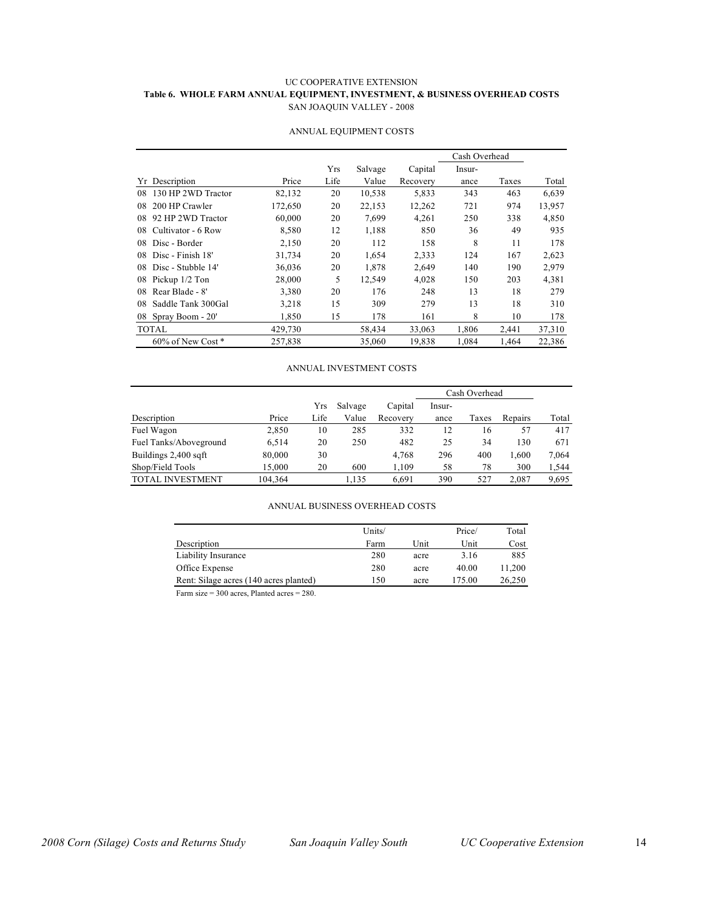UC COOPERATIVE EXTENSION

**Table 6. WHOLE FARM ANNUAL EQUIPMENT, INVESTMENT, & BUSINESS OVERHEAD COSTS**

SAN JOAQUIN VALLEY - 2008

ANNUAL EQUIPMENT COSTS

| | | | | | | Cash Overhead | | |
|---|---|---|---|---|---|---|---|---|
| Yr | Description | Price | Yrs Life | Salvage Value | Capital Recovery | Insur-ance | Taxes | Total |
| 08 | 130 HP 2WD Tractor | 82,132 | 20 | 10,538 | 5,833 | 343 | 463 | 6,639 |
| 08 | 200 HP Crawler | 172,650 | 20 | 22,153 | 12,262 | 721 | 974 | 13,957 |
| 08 | 92 HP 2WD Tractor | 60,000 | 20 | 7,699 | 4,261 | 250 | 338 | 4,850 |
| 08 | Cultivator - 6 Row | 8,580 | 12 | 1,188 | 850 | 36 | 49 | 935 |
| 08 | Disc - Border | 2,150 | 20 | 112 | 158 | 8 | 11 | 178 |
| 08 | Disc - Finish 18' | 31,734 | 20 | 1,654 | 2,333 | 124 | 167 | 2,623 |
| 08 | Disc - Stubble 14' | 36,036 | 20 | 1,878 | 2,649 | 140 | 190 | 2,979 |
| 08 | Pickup 1/2 Ton | 28,000 | 5 | 12,549 | 4,028 | 150 | 203 | 4,381 |
| 08 | Rear Blade - 8' | 3,380 | 20 | 176 | 248 | 13 | 18 | 279 |
| 08 | Saddle Tank 300Gal | 3,218 | 15 | 309 | 279 | 13 | 18 | 310 |
| 08 | Spray Boom - 20' | 1,850 | 15 | 178 | 161 | 8 | 10 | 178 |
| TOTAL | | 429,730 | | 58,434 | 33,063 | 1,806 | 2,441 | 37,310 |
| | 60% of New Cost * | 257,838 | | 35,060 | 19,838 | 1,084 | 1,464 | 22,386 |

ANNUAL INVESTMENT COSTS

| | | | | | Cash Overhead | | | |
|---|---|---|---|---|---|---|---|---|
| Description | Price | Yrs Life | Salvage Value | Capital Recovery | Insur-ance | Taxes | Repairs | Total |
| Fuel Wagon | 2,850 | 10 | 285 | 332 | 12 | 16 | 57 | 417 |
| Fuel Tanks/Aboveground | 6,514 | 20 | 250 | 482 | 25 | 34 | 130 | 671 |
| Buildings 2,400 sqft | 80,000 | 30 | | 4,768 | 296 | 400 | 1,600 | 7,064 |
| Shop/Field Tools | 15,000 | 20 | 600 | 1,109 | 58 | 78 | 300 | 1,544 |
| TOTAL INVESTMENT | 104,364 | | 1,135 | 6,691 | 390 | 527 | 2,087 | 9,695 |

ANNUAL BUSINESS OVERHEAD COSTS

| Description | Units/ Farm | Unit | Price/ Unit | Total Cost |
|---|---|---|---|---|
| Liability Insurance | 280 | acre | 3.16 | 885 |
| Office Expense | 280 | acre | 40.00 | 11,200 |
| Rent: Silage acres (140 acres planted) | 150 | acre | 175.00 | 26,250 |

Farm size = 300 acres, Planted acres = 280.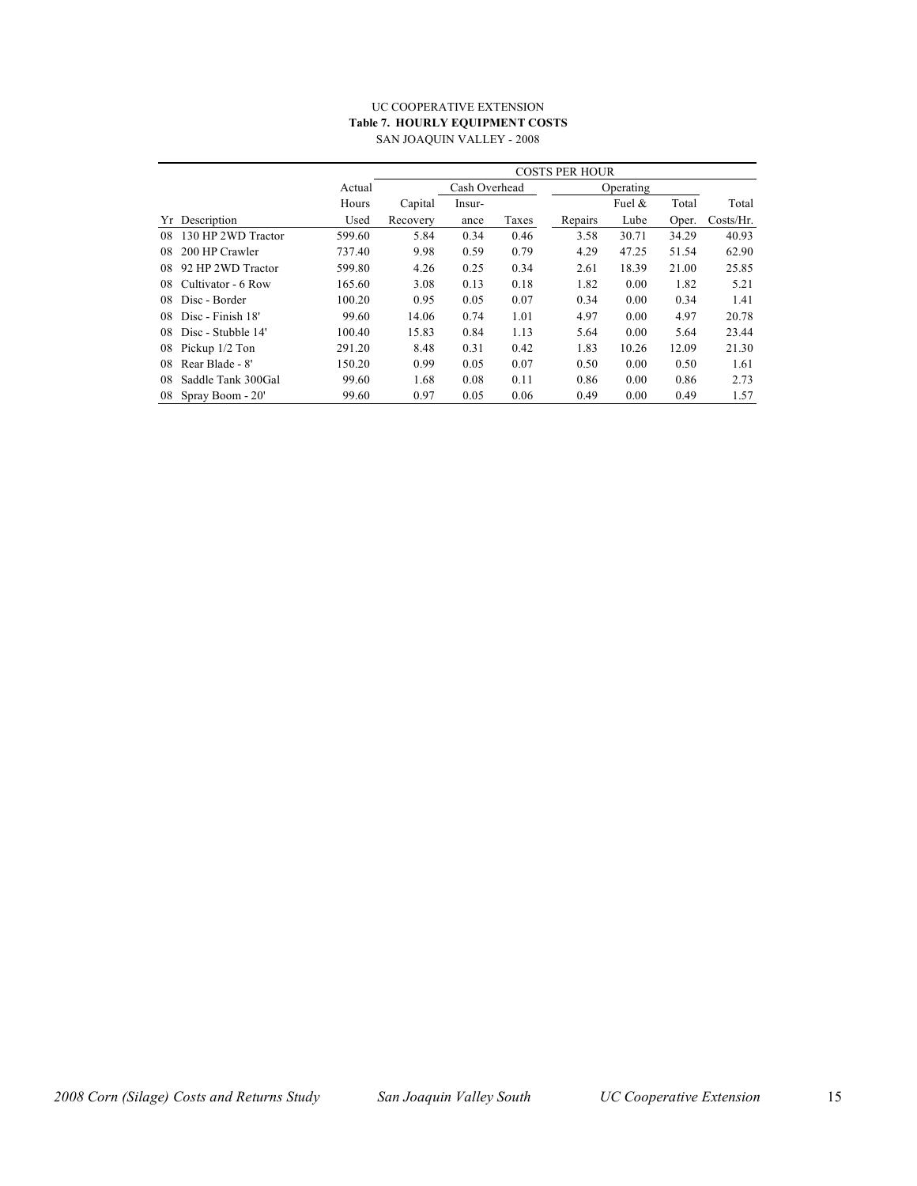UC COOPERATIVE EXTENSION

**Table 7. HOURLY EQUIPMENT COSTS**

SAN JOAQUIN VALLEY - 2008

| | | | COSTS PER HOUR | | | | | | |
|---|---|---|---|---|---|---|---|---|---|
| | | Actual | | Cash Overhead | | | Operating | | |
| | | Hours | Capital | Insur- | | | Fuel & | Total | Total |
| Yr | Description | Used | Recovery | ance | Taxes | Repairs | Lube | Oper. | Costs/Hr. |
| 08 | 130 HP 2WD Tractor | 599.60 | 5.84 | 0.34 | 0.46 | 3.58 | 30.71 | 34.29 | 40.93 |
| 08 | 200 HP Crawler | 737.40 | 9.98 | 0.59 | 0.79 | 4.29 | 47.25 | 51.54 | 62.90 |
| 08 | 92 HP 2WD Tractor | 599.80 | 4.26 | 0.25 | 0.34 | 2.61 | 18.39 | 21.00 | 25.85 |
| 08 | Cultivator - 6 Row | 165.60 | 3.08 | 0.13 | 0.18 | 1.82 | 0.00 | 1.82 | 5.21 |
| 08 | Disc - Border | 100.20 | 0.95 | 0.05 | 0.07 | 0.34 | 0.00 | 0.34 | 1.41 |
| 08 | Disc - Finish 18' | 99.60 | 14.06 | 0.74 | 1.01 | 4.97 | 0.00 | 4.97 | 20.78 |
| 08 | Disc - Stubble 14' | 100.40 | 15.83 | 0.84 | 1.13 | 5.64 | 0.00 | 5.64 | 23.44 |
| 08 | Pickup 1/2 Ton | 291.20 | 8.48 | 0.31 | 0.42 | 1.83 | 10.26 | 12.09 | 21.30 |
| 08 | Rear Blade - 8' | 150.20 | 0.99 | 0.05 | 0.07 | 0.50 | 0.00 | 0.50 | 1.61 |
| 08 | Saddle Tank 300Gal | 99.60 | 1.68 | 0.08 | 0.11 | 0.86 | 0.00 | 0.86 | 2.73 |
| 08 | Spray Boom - 20' | 99.60 | 0.97 | 0.05 | 0.06 | 0.49 | 0.00 | 0.49 | 1.57 |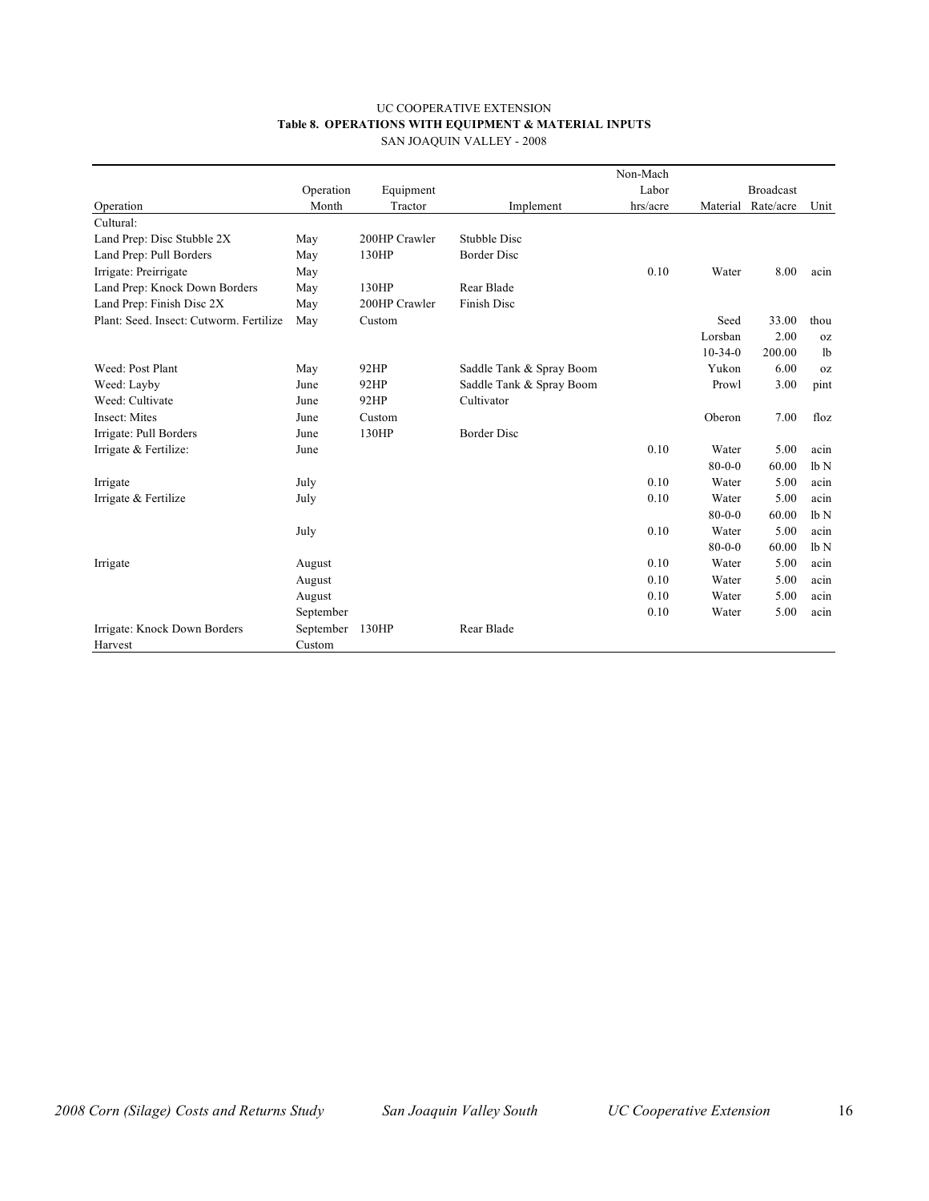UC COOPERATIVE EXTENSION

**Table 8. OPERATIONS WITH EQUIPMENT & MATERIAL INPUTS**

SAN JOAQUIN VALLEY - 2008

| Operation | Operation Month | Equipment Tractor | Implement | Non-Mach Labor hrs/acre | Material | Broadcast Rate/acre | Unit |
|---|---|---|---|---|---|---|---|
| Cultural: | | | | | | | |
| Land Prep: Disc Stubble 2X | May | 200HP Crawler | Stubble Disc | | | | |
| Land Prep: Pull Borders | May | 130HP | Border Disc | | | | |
| Irrigate: Preirrigate | May | | | 0.10 | Water | 8.00 | acin |
| Land Prep: Knock Down Borders | May | 130HP | Rear Blade | | | | |
| Land Prep: Finish Disc 2X | May | 200HP Crawler | Finish Disc | | | | |
| Plant: Seed. Insect: Cutworm. Fertilize | May | Custom | | | Seed | 33.00 | thou |
| | | | | | Lorsban | 2.00 | oz |
| | | | | | 10-34-0 | 200.00 | lb |
| Weed: Post Plant | May | 92HP | Saddle Tank & Spray Boom | | Yukon | 6.00 | oz |
| Weed: Layby | June | 92HP | Saddle Tank & Spray Boom | | Prowl | 3.00 | pint |
| Weed: Cultivate | June | 92HP | Cultivator | | | | |
| Insect: Mites | June | Custom | | | Oberon | 7.00 | floz |
| Irrigate: Pull Borders | June | 130HP | Border Disc | | | | |
| Irrigate & Fertilize: | June | | | 0.10 | Water | 5.00 | acin |
| | | | | | 80-0-0 | 60.00 | lb N |
| Irrigate | July | | | 0.10 | Water | 5.00 | acin |
| Irrigate & Fertilize | July | | | 0.10 | Water | 5.00 | acin |
| | | | | | 80-0-0 | 60.00 | lb N |
| | July | | | 0.10 | Water | 5.00 | acin |
| | | | | | 80-0-0 | 60.00 | lb N |
| Irrigate | August | | | 0.10 | Water | 5.00 | acin |
| | August | | | 0.10 | Water | 5.00 | acin |
| | August | | | 0.10 | Water | 5.00 | acin |
| | September | | | 0.10 | Water | 5.00 | acin |
| Irrigate: Knock Down Borders | September | 130HP | Rear Blade | | | | |
| Harvest | Custom | | | | | | |